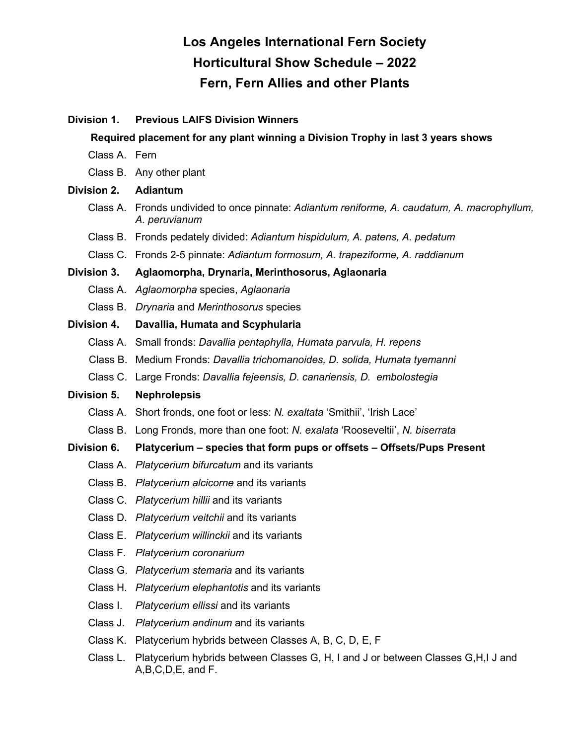# Los Angeles International Fern Society
# Horticultural Show Schedule – 2022
# Fern, Fern Allies and other Plants

**Division 1. Previous LAIFS Division Winners**

**Required placement for any plant winning a Division Trophy in last 3 years shows**

- Class A. Fern
- Class B. Any other plant

**Division 2. Adiantum**

- Class A. Fronds undivided to once pinnate: *Adiantum reniforme, A. caudatum, A. macrophyllum, A. peruvianum*
- Class B. Fronds pedately divided: *Adiantum hispidulum, A. patens, A. pedatum*
- Class C. Fronds 2-5 pinnate: *Adiantum formosum, A. trapeziforme, A. raddianum*

**Division 3. Aglaomorpha, Drynaria, Merinthosorus, Aglaonaria**

- Class A. *Aglaomorpha* species, *Aglaonaria*
- Class B. *Drynaria* and *Merinthosorus* species

**Division 4. Davallia, Humata and Scyphularia**

- Class A. Small fronds: *Davallia pentaphylla, Humata parvula, H. repens*
- Class B. Medium Fronds: *Davallia trichomanoides, D. solida, Humata tyemanni*
- Class C. Large Fronds: *Davallia fejeensis, D. canariensis, D. embolostegia*

**Division 5. Nephrolepsis**

- Class A. Short fronds, one foot or less: *N. exaltata* 'Smithii', 'Irish Lace'
- Class B. Long Fronds, more than one foot: *N. exalata* 'Rooseveltii', *N. biserrata*

**Division 6. Platycerium – species that form pups or offsets – Offsets/Pups Present**

- Class A. *Platycerium bifurcatum* and its variants
- Class B. *Platycerium alcicorne* and its variants
- Class C. *Platycerium hillii* and its variants
- Class D. *Platycerium veitchii* and its variants
- Class E. *Platycerium willinckii* and its variants
- Class F. *Platycerium coronarium*
- Class G. *Platycerium stemaria* and its variants
- Class H. *Platycerium elephantotis* and its variants
- Class I. *Platycerium ellissi* and its variants
- Class J. *Platycerium andinum* and its variants
- Class K. Platycerium hybrids between Classes A, B, C, D, E, F
- Class L. Platycerium hybrids between Classes G, H, I and J or between Classes G,H,I J and A,B,C,D,E, and F.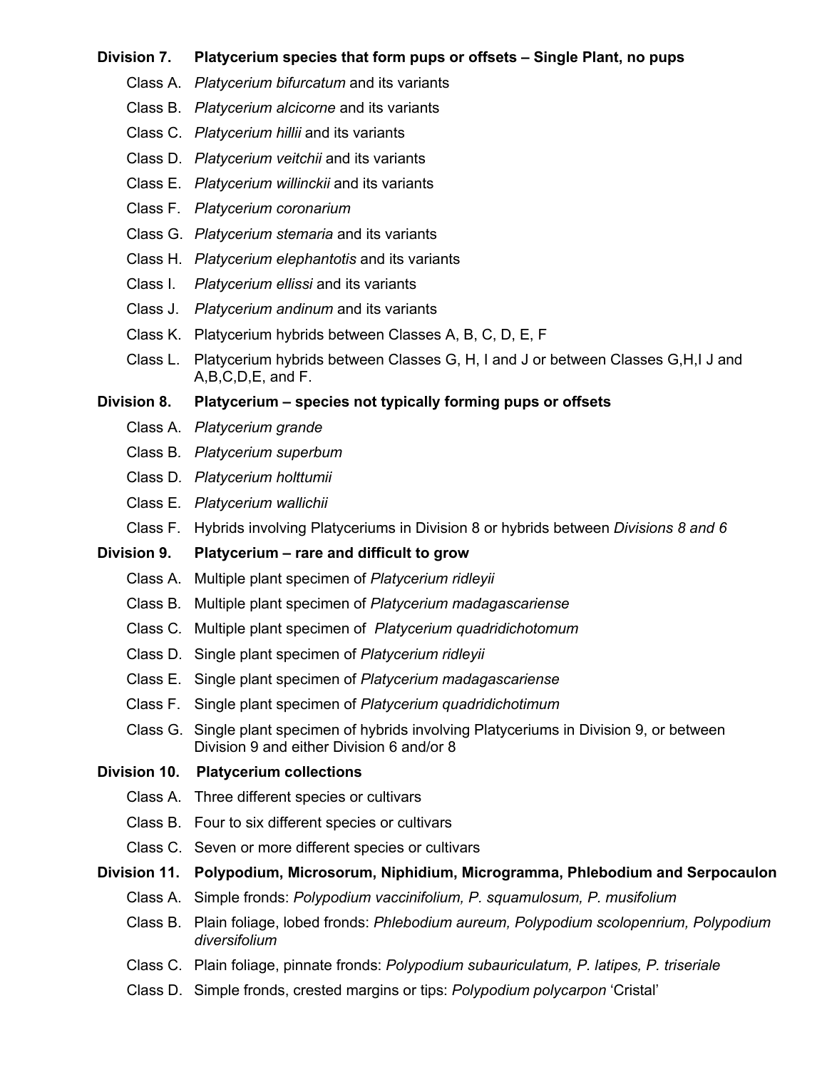**Division 7. Platycerium species that form pups or offsets – Single Plant, no pups**

- Class A. *Platycerium bifurcatum* and its variants
- Class B. *Platycerium alcicorne* and its variants
- Class C. *Platycerium hillii* and its variants
- Class D. *Platycerium veitchii* and its variants
- Class E. *Platycerium willinckii* and its variants
- Class F. *Platycerium coronarium*
- Class G. *Platycerium stemaria* and its variants
- Class H. *Platycerium elephantotis* and its variants
- Class I. *Platycerium ellissi* and its variants
- Class J. *Platycerium andinum* and its variants
- Class K. Platycerium hybrids between Classes A, B, C, D, E, F
- Class L. Platycerium hybrids between Classes G, H, I and J or between Classes G,H,I J and A,B,C,D,E, and F.

**Division 8. Platycerium – species not typically forming pups or offsets**

- Class A. *Platycerium grande*
- Class B. *Platycerium superbum*
- Class D. *Platycerium holttumii*
- Class E. *Platycerium wallichii*
- Class F. Hybrids involving Platyceriums in Division 8 or hybrids between *Divisions 8 and 6*

**Division 9. Platycerium – rare and difficult to grow**

- Class A. Multiple plant specimen of *Platycerium ridleyii*
- Class B. Multiple plant specimen of *Platycerium madagascariense*
- Class C. Multiple plant specimen of *Platycerium quadridichotomum*
- Class D. Single plant specimen of *Platycerium ridleyii*
- Class E. Single plant specimen of *Platycerium madagascariense*
- Class F. Single plant specimen of *Platycerium quadridichotimum*
- Class G. Single plant specimen of hybrids involving Platyceriums in Division 9, or between Division 9 and either Division 6 and/or 8

**Division 10. Platycerium collections**

- Class A. Three different species or cultivars
- Class B. Four to six different species or cultivars
- Class C. Seven or more different species or cultivars

**Division 11. Polypodium, Microsorum, Niphidium, Microgramma, Phlebodium and Serpocaulon**

- Class A. Simple fronds: *Polypodium vaccinifolium, P. squamulosum, P. musifolium*
- Class B. Plain foliage, lobed fronds: *Phlebodium aureum, Polypodium scolopenrium, Polypodium diversifolium*
- Class C. Plain foliage, pinnate fronds: *Polypodium subauriculatum, P. latipes, P. triseriale*
- Class D. Simple fronds, crested margins or tips: *Polypodium polycarpon* 'Cristal'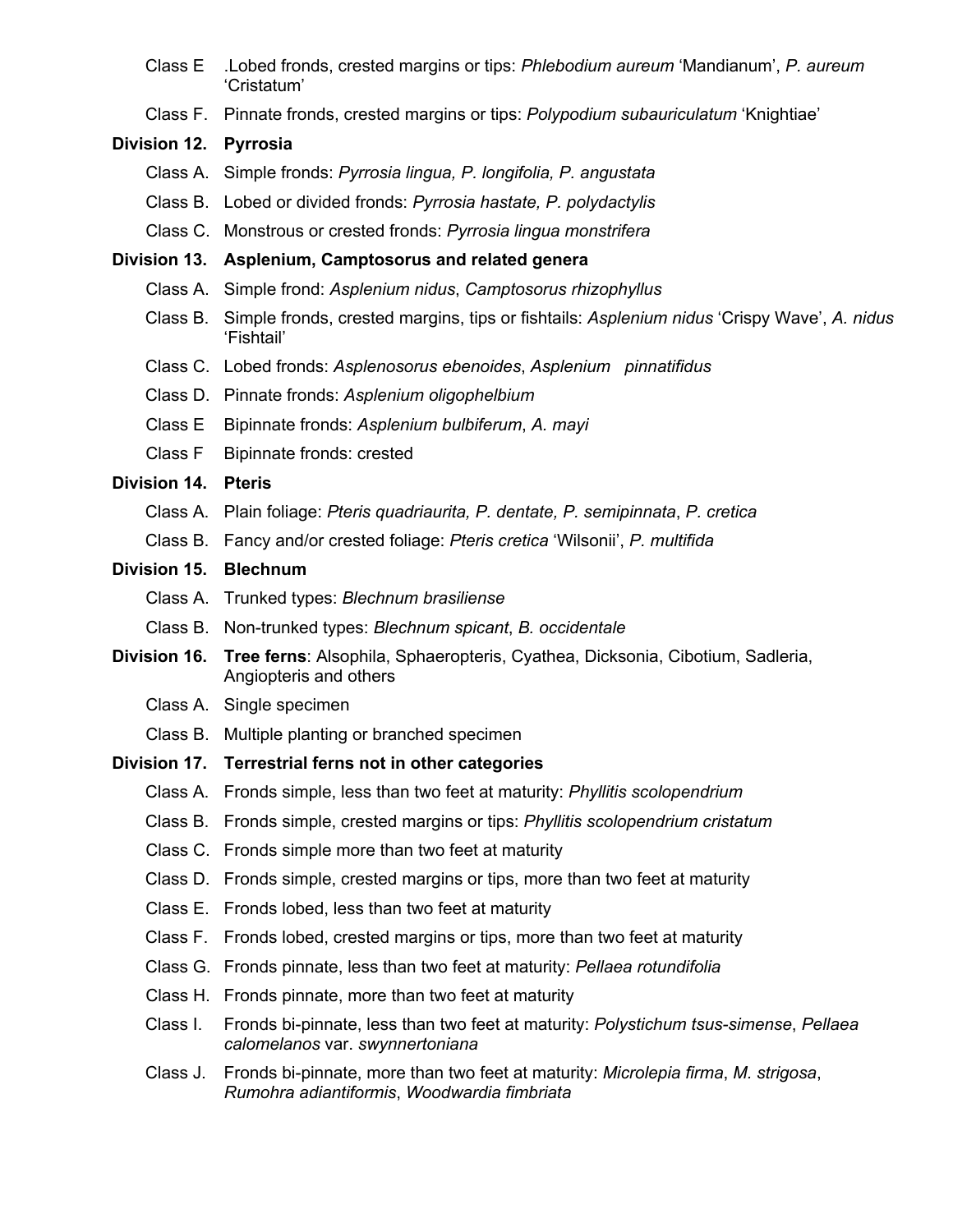Class E .Lobed fronds, crested margins or tips: *Phlebodium aureum* 'Mandianum', *P. aureum* 'Cristatum'

Class F. Pinnate fronds, crested margins or tips: *Polypodium subauriculatum* 'Knightiae'

**Division 12. Pyrrosia**

Class A. Simple fronds: *Pyrrosia lingua, P. longifolia, P. angustata*

Class B. Lobed or divided fronds: *Pyrrosia hastate, P. polydactylis*

Class C. Monstrous or crested fronds: *Pyrrosia lingua monstrifera*

**Division 13. Asplenium, Camptosorus and related genera**

Class A. Simple frond: *Asplenium nidus*, *Camptosorus rhizophyllus*

Class B. Simple fronds, crested margins, tips or fishtails: *Asplenium nidus* 'Crispy Wave', *A. nidus* 'Fishtail'

Class C. Lobed fronds: *Asplenosorus ebenoides*, *Asplenium pinnatifidus*

Class D. Pinnate fronds: *Asplenium oligophelbium*

Class E Bipinnate fronds: *Asplenium bulbiferum*, *A. mayi*

Class F Bipinnate fronds: crested

**Division 14. Pteris**

Class A. Plain foliage: *Pteris quadriaurita, P. dentate, P. semipinnata*, *P. cretica*

Class B. Fancy and/or crested foliage: *Pteris cretica* 'Wilsonii', *P. multifida*

**Division 15. Blechnum**

Class A. Trunked types: *Blechnum brasiliense*

Class B. Non-trunked types: *Blechnum spicant*, *B. occidentale*

**Division 16. Tree ferns**: Alsophila, Sphaeropteris, Cyathea, Dicksonia, Cibotium, Sadleria, Angiopteris and others

Class A. Single specimen

Class B. Multiple planting or branched specimen

**Division 17. Terrestrial ferns not in other categories**

Class A. Fronds simple, less than two feet at maturity: *Phyllitis scolopendrium*

Class B. Fronds simple, crested margins or tips: *Phyllitis scolopendrium cristatum*

Class C. Fronds simple more than two feet at maturity

Class D. Fronds simple, crested margins or tips, more than two feet at maturity

Class E. Fronds lobed, less than two feet at maturity

Class F. Fronds lobed, crested margins or tips, more than two feet at maturity

Class G. Fronds pinnate, less than two feet at maturity: *Pellaea rotundifolia*

Class H. Fronds pinnate, more than two feet at maturity

Class I. Fronds bi-pinnate, less than two feet at maturity: *Polystichum tsus-simense*, *Pellaea calomelanos* var. *swynnertoniana*

Class J. Fronds bi-pinnate, more than two feet at maturity: *Microlepia firma*, *M. strigosa*, *Rumohra adiantiformis*, *Woodwardia fimbriata*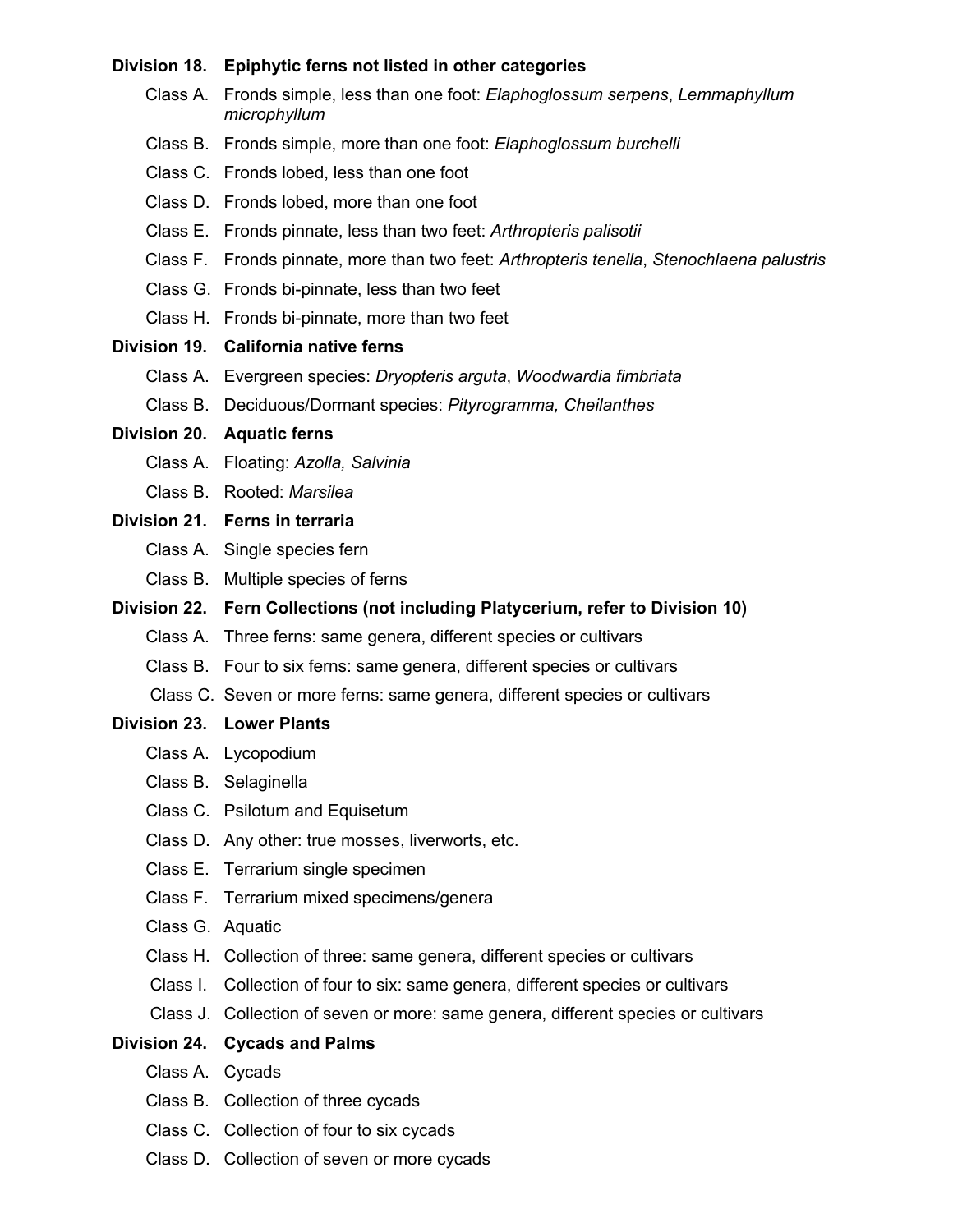**Division 18. Epiphytic ferns not listed in other categories**

- Class A. Fronds simple, less than one foot: *Elaphoglossum serpens*, *Lemmaphyllum microphyllum*
- Class B. Fronds simple, more than one foot: *Elaphoglossum burchelli*
- Class C. Fronds lobed, less than one foot
- Class D. Fronds lobed, more than one foot
- Class E. Fronds pinnate, less than two feet: *Arthropteris palisotii*
- Class F. Fronds pinnate, more than two feet: *Arthropteris tenella*, *Stenochlaena palustris*
- Class G. Fronds bi-pinnate, less than two feet
- Class H. Fronds bi-pinnate, more than two feet

**Division 19. California native ferns**

- Class A. Evergreen species: *Dryopteris arguta*, *Woodwardia fimbriata*
- Class B. Deciduous/Dormant species: *Pityrogramma, Cheilanthes*

**Division 20. Aquatic ferns**

- Class A. Floating: *Azolla, Salvinia*
- Class B. Rooted: *Marsilea*

**Division 21. Ferns in terraria**

- Class A. Single species fern
- Class B. Multiple species of ferns

**Division 22. Fern Collections (not including Platycerium, refer to Division 10)**

- Class A. Three ferns: same genera, different species or cultivars
- Class B. Four to six ferns: same genera, different species or cultivars
- Class C. Seven or more ferns: same genera, different species or cultivars

**Division 23. Lower Plants**

- Class A. Lycopodium
- Class B. Selaginella
- Class C. Psilotum and Equisetum
- Class D. Any other: true mosses, liverworts, etc.
- Class E. Terrarium single specimen
- Class F. Terrarium mixed specimens/genera
- Class G. Aquatic
- Class H. Collection of three: same genera, different species or cultivars
- Class I. Collection of four to six: same genera, different species or cultivars
- Class J. Collection of seven or more: same genera, different species or cultivars

**Division 24. Cycads and Palms**

- Class A. Cycads
- Class B. Collection of three cycads
- Class C. Collection of four to six cycads
- Class D. Collection of seven or more cycads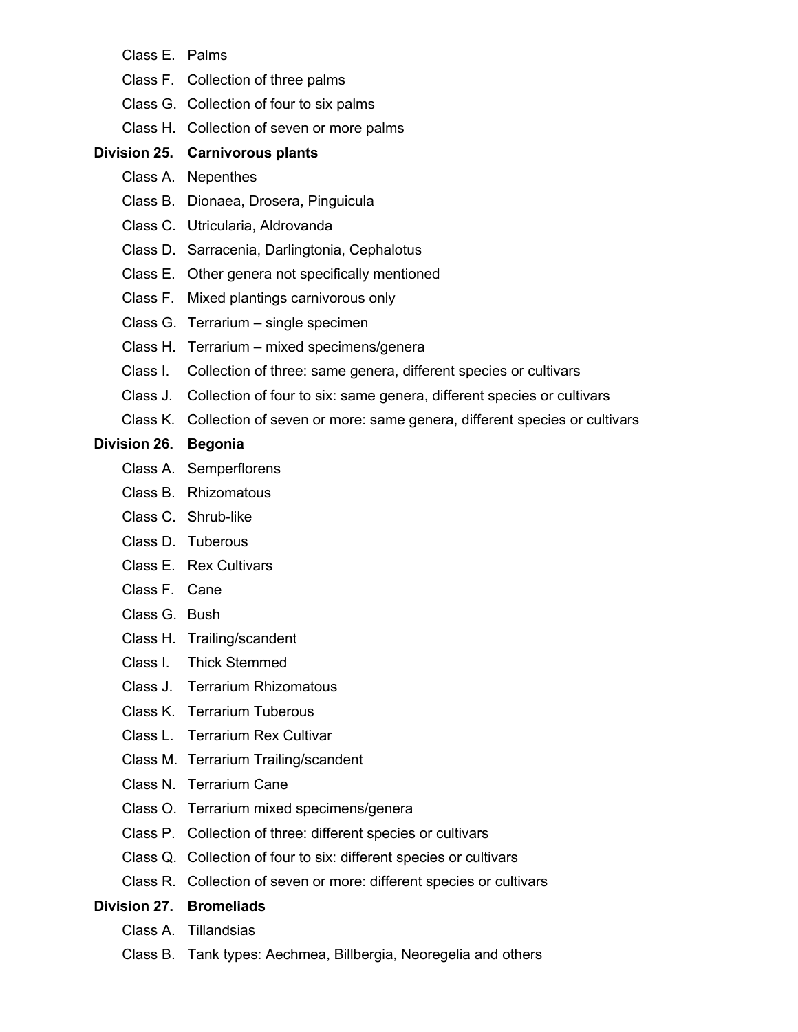- Class E. Palms
- Class F. Collection of three palms
- Class G. Collection of four to six palms
- Class H. Collection of seven or more palms

**Division 25. Carnivorous plants**

- Class A. Nepenthes
- Class B. Dionaea, Drosera, Pinguicula
- Class C. Utricularia, Aldrovanda
- Class D. Sarracenia, Darlingtonia, Cephalotus
- Class E. Other genera not specifically mentioned
- Class F. Mixed plantings carnivorous only
- Class G. Terrarium – single specimen
- Class H. Terrarium – mixed specimens/genera
- Class I. Collection of three: same genera, different species or cultivars
- Class J. Collection of four to six: same genera, different species or cultivars
- Class K. Collection of seven or more: same genera, different species or cultivars

**Division 26. Begonia**

- Class A. Semperflorens
- Class B. Rhizomatous
- Class C. Shrub-like
- Class D. Tuberous
- Class E. Rex Cultivars
- Class F. Cane
- Class G. Bush
- Class H. Trailing/scandent
- Class I. Thick Stemmed
- Class J. Terrarium Rhizomatous
- Class K. Terrarium Tuberous
- Class L. Terrarium Rex Cultivar
- Class M. Terrarium Trailing/scandent
- Class N. Terrarium Cane
- Class O. Terrarium mixed specimens/genera
- Class P. Collection of three: different species or cultivars
- Class Q. Collection of four to six: different species or cultivars
- Class R. Collection of seven or more: different species or cultivars

**Division 27. Bromeliads**

- Class A. Tillandsias
- Class B. Tank types: Aechmea, Billbergia, Neoregelia and others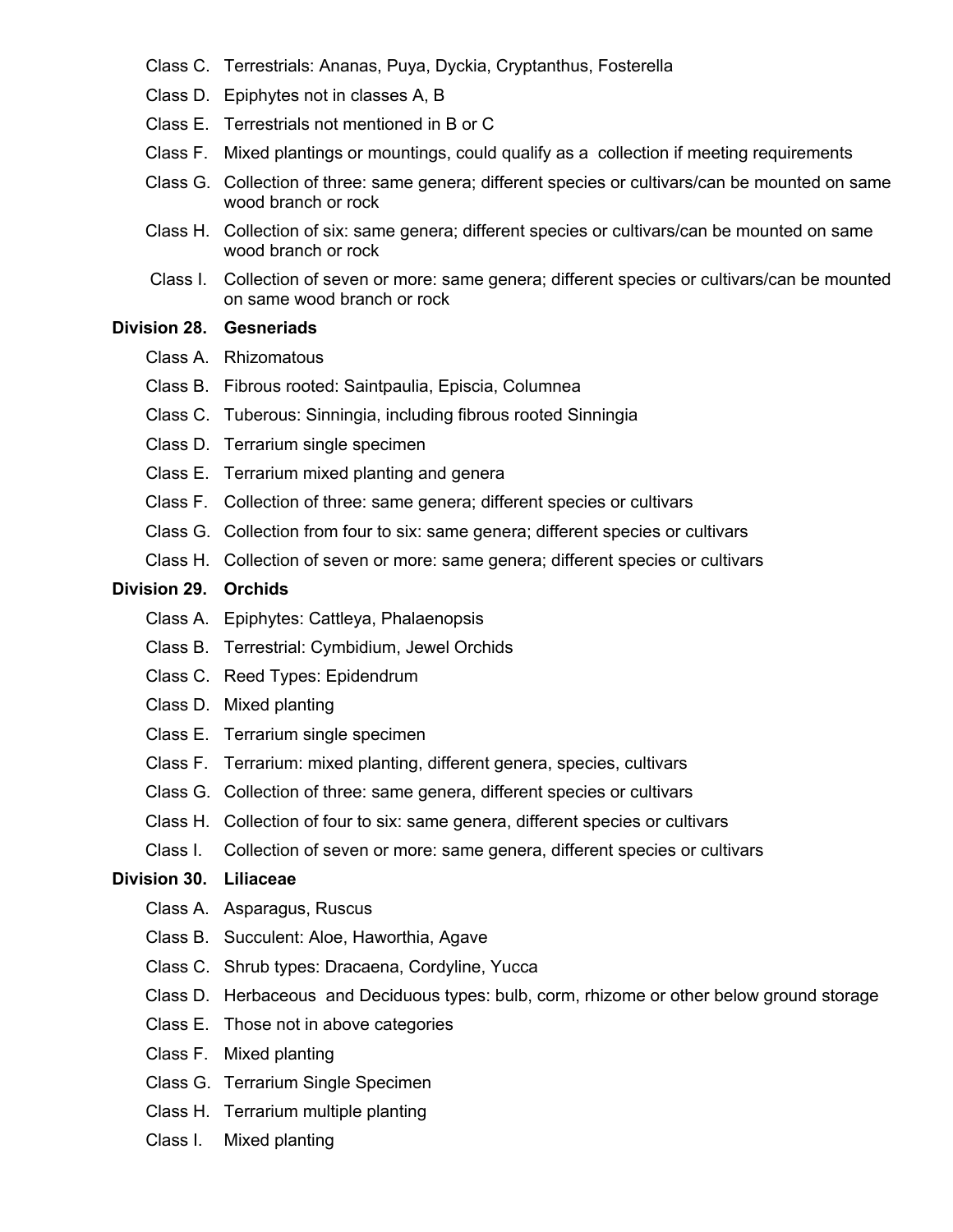Class C. Terrestrials: Ananas, Puya, Dyckia, Cryptanthus, Fosterella

Class D. Epiphytes not in classes A, B

Class E. Terrestrials not mentioned in B or C

Class F. Mixed plantings or mountings, could qualify as a collection if meeting requirements

Class G. Collection of three: same genera; different species or cultivars/can be mounted on same wood branch or rock

Class H. Collection of six: same genera; different species or cultivars/can be mounted on same wood branch or rock

Class I. Collection of seven or more: same genera; different species or cultivars/can be mounted on same wood branch or rock

**Division 28. Gesneriads**

Class A. Rhizomatous

Class B. Fibrous rooted: Saintpaulia, Episcia, Columnea

Class C. Tuberous: Sinningia, including fibrous rooted Sinningia

Class D. Terrarium single specimen

Class E. Terrarium mixed planting and genera

Class F. Collection of three: same genera; different species or cultivars

Class G. Collection from four to six: same genera; different species or cultivars

Class H. Collection of seven or more: same genera; different species or cultivars

**Division 29. Orchids**

Class A. Epiphytes: Cattleya, Phalaenopsis

Class B. Terrestrial: Cymbidium, Jewel Orchids

Class C. Reed Types: Epidendrum

Class D. Mixed planting

Class E. Terrarium single specimen

Class F. Terrarium: mixed planting, different genera, species, cultivars

Class G. Collection of three: same genera, different species or cultivars

Class H. Collection of four to six: same genera, different species or cultivars

Class I. Collection of seven or more: same genera, different species or cultivars

**Division 30. Liliaceae**

Class A. Asparagus, Ruscus

Class B. Succulent: Aloe, Haworthia, Agave

Class C. Shrub types: Dracaena, Cordyline, Yucca

Class D. Herbaceous and Deciduous types: bulb, corm, rhizome or other below ground storage

Class E. Those not in above categories

Class F. Mixed planting

Class G. Terrarium Single Specimen

Class H. Terrarium multiple planting

Class I. Mixed planting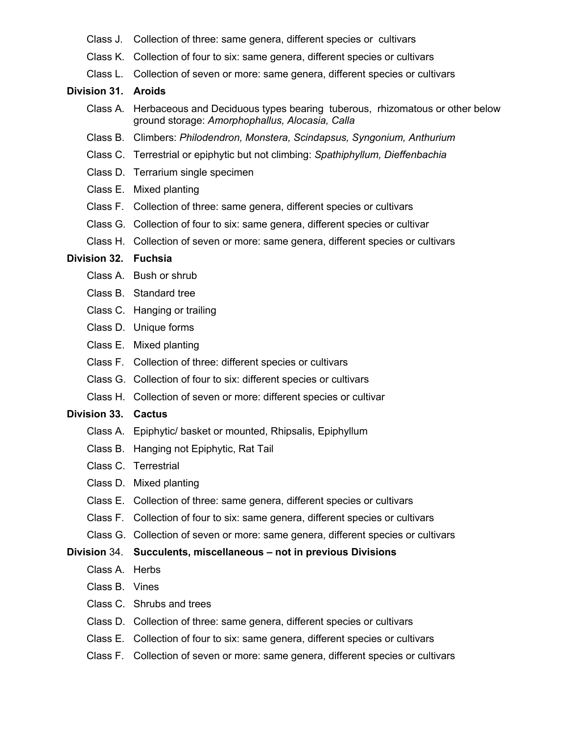- Class J. Collection of three: same genera, different species or cultivars
- Class K. Collection of four to six: same genera, different species or cultivars
- Class L. Collection of seven or more: same genera, different species or cultivars

**Division 31. Aroids**

- Class A. Herbaceous and Deciduous types bearing tuberous, rhizomatous or other below ground storage: *Amorphophallus, Alocasia, Calla*
- Class B. Climbers: *Philodendron, Monstera, Scindapsus, Syngonium, Anthurium*
- Class C. Terrestrial or epiphytic but not climbing: *Spathiphyllum, Dieffenbachia*
- Class D. Terrarium single specimen
- Class E. Mixed planting
- Class F. Collection of three: same genera, different species or cultivars
- Class G. Collection of four to six: same genera, different species or cultivar
- Class H. Collection of seven or more: same genera, different species or cultivars

**Division 32. Fuchsia**

- Class A. Bush or shrub
- Class B. Standard tree
- Class C. Hanging or trailing
- Class D. Unique forms
- Class E. Mixed planting
- Class F. Collection of three: different species or cultivars
- Class G. Collection of four to six: different species or cultivars
- Class H. Collection of seven or more: different species or cultivar

**Division 33. Cactus**

- Class A. Epiphytic/ basket or mounted, Rhipsalis, Epiphyllum
- Class B. Hanging not Epiphytic, Rat Tail
- Class C. Terrestrial
- Class D. Mixed planting
- Class E. Collection of three: same genera, different species or cultivars
- Class F. Collection of four to six: same genera, different species or cultivars
- Class G. Collection of seven or more: same genera, different species or cultivars

**Division** 34. **Succulents, miscellaneous – not in previous Divisions**

- Class A. Herbs
- Class B. Vines
- Class C. Shrubs and trees
- Class D. Collection of three: same genera, different species or cultivars
- Class E. Collection of four to six: same genera, different species or cultivars
- Class F. Collection of seven or more: same genera, different species or cultivars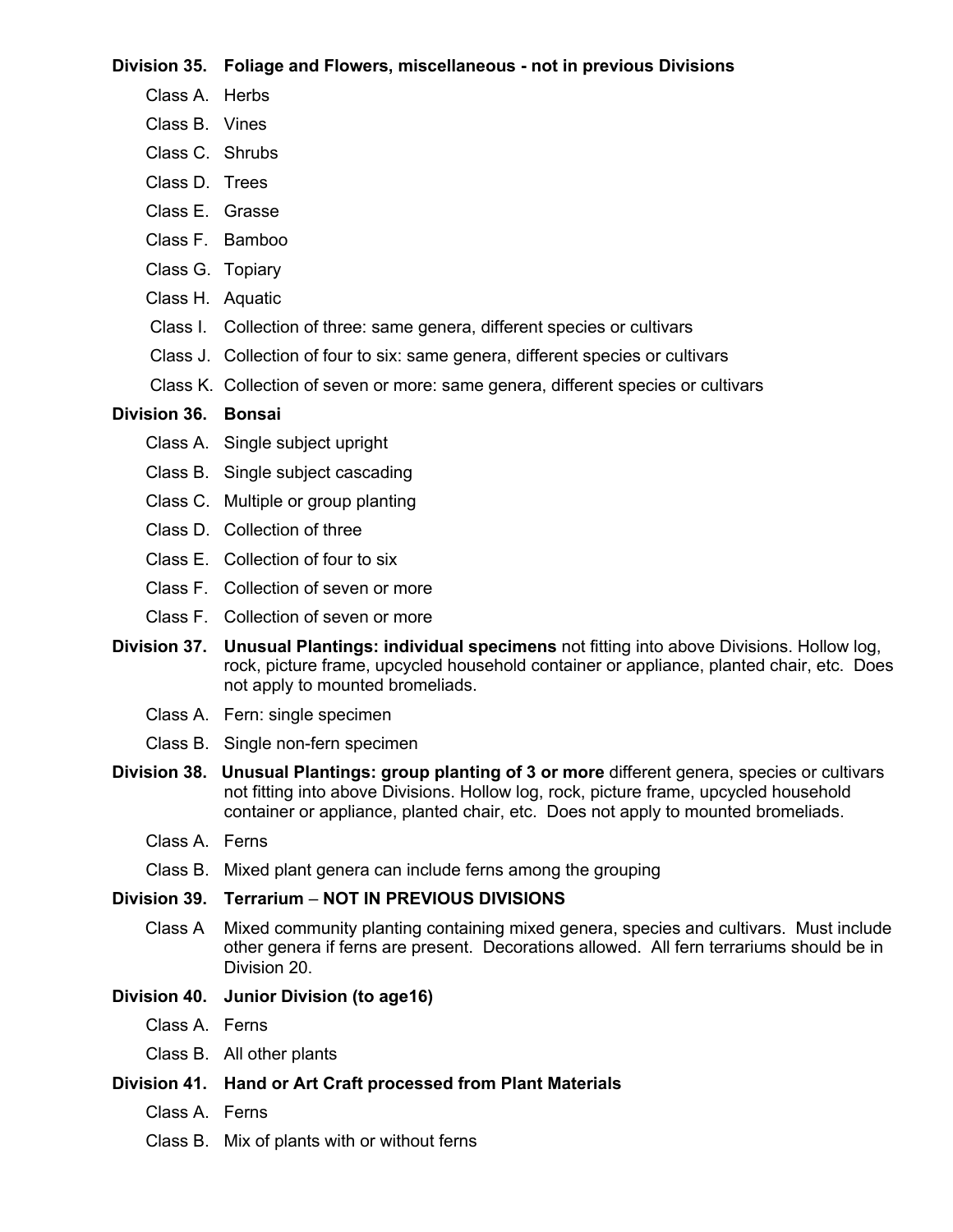**Division 35. Foliage and Flowers, miscellaneous - not in previous Divisions**

- Class A. Herbs
- Class B. Vines
- Class C. Shrubs
- Class D. Trees
- Class E. Grasse
- Class F. Bamboo
- Class G. Topiary
- Class H. Aquatic
- Class I. Collection of three: same genera, different species or cultivars
- Class J. Collection of four to six: same genera, different species or cultivars
- Class K. Collection of seven or more: same genera, different species or cultivars

**Division 36. Bonsai**

- Class A. Single subject upright
- Class B. Single subject cascading
- Class C. Multiple or group planting
- Class D. Collection of three
- Class E. Collection of four to six
- Class F. Collection of seven or more
- Class F. Collection of seven or more

**Division 37. Unusual Plantings: individual specimens** not fitting into above Divisions. Hollow log, rock, picture frame, upcycled household container or appliance, planted chair, etc. Does not apply to mounted bromeliads.

- Class A. Fern: single specimen
- Class B. Single non-fern specimen

**Division 38. Unusual Plantings: group planting of 3 or more** different genera, species or cultivars not fitting into above Divisions. Hollow log, rock, picture frame, upcycled household container or appliance, planted chair, etc. Does not apply to mounted bromeliads.

- Class A. Ferns
- Class B. Mixed plant genera can include ferns among the grouping

**Division 39. Terrarium – NOT IN PREVIOUS DIVISIONS**

- Class A Mixed community planting containing mixed genera, species and cultivars. Must include other genera if ferns are present. Decorations allowed. All fern terrariums should be in Division 20.

**Division 40. Junior Division (to age16)**

- Class A. Ferns
- Class B. All other plants

**Division 41. Hand or Art Craft processed from Plant Materials**

- Class A. Ferns
- Class B. Mix of plants with or without ferns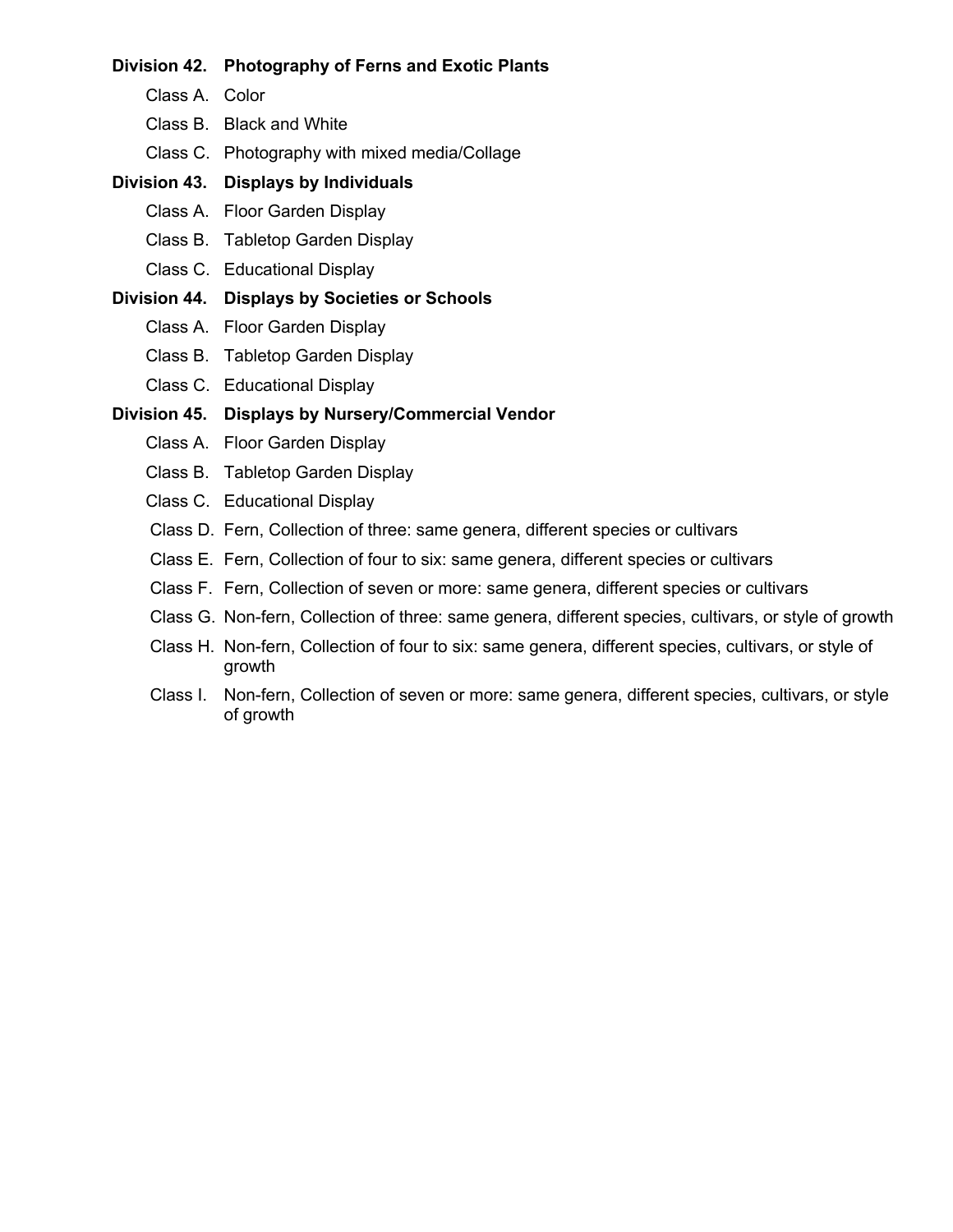**Division 42. Photography of Ferns and Exotic Plants**

- Class A. Color
- Class B. Black and White
- Class C. Photography with mixed media/Collage

**Division 43. Displays by Individuals**

- Class A. Floor Garden Display
- Class B. Tabletop Garden Display
- Class C. Educational Display

**Division 44. Displays by Societies or Schools**

- Class A. Floor Garden Display
- Class B. Tabletop Garden Display
- Class C. Educational Display

**Division 45. Displays by Nursery/Commercial Vendor**

- Class A. Floor Garden Display
- Class B. Tabletop Garden Display
- Class C. Educational Display
- Class D. Fern, Collection of three: same genera, different species or cultivars
- Class E. Fern, Collection of four to six: same genera, different species or cultivars
- Class F. Fern, Collection of seven or more: same genera, different species or cultivars
- Class G. Non-fern, Collection of three: same genera, different species, cultivars, or style of growth
- Class H. Non-fern, Collection of four to six: same genera, different species, cultivars, or style of growth
- Class I. Non-fern, Collection of seven or more: same genera, different species, cultivars, or style of growth